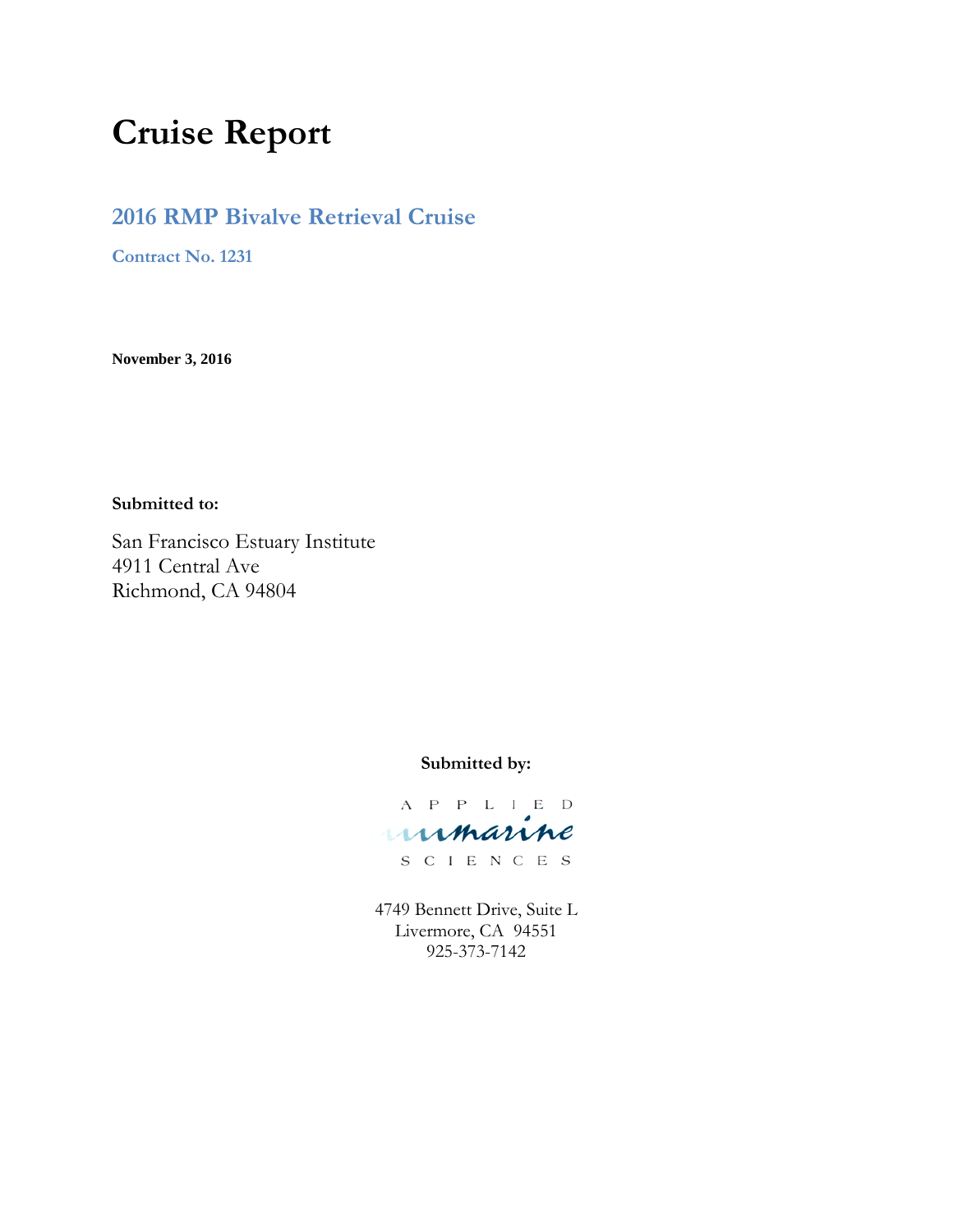# Cruise Report

## 2016 RMP Bivalve Retrieval Cruise

**Contract No. 1231**

**November 3, 2016**

**Submitted to:**

San Francisco Estuary Institute
4911 Central Ave
Richmond, CA 94804

**Submitted by:**

APPLIED marine SCIENCES

4749 Bennett Drive, Suite L
Livermore, CA 94551
925-373-7142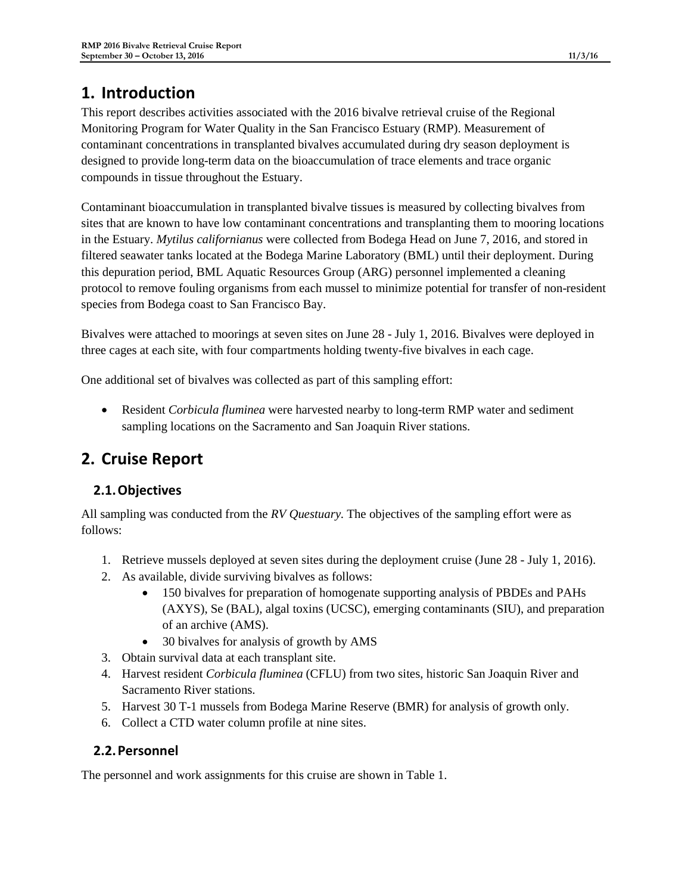# 1. Introduction

This report describes activities associated with the 2016 bivalve retrieval cruise of the Regional Monitoring Program for Water Quality in the San Francisco Estuary (RMP). Measurement of contaminant concentrations in transplanted bivalves accumulated during dry season deployment is designed to provide long-term data on the bioaccumulation of trace elements and trace organic compounds in tissue throughout the Estuary.

Contaminant bioaccumulation in transplanted bivalve tissues is measured by collecting bivalves from sites that are known to have low contaminant concentrations and transplanting them to mooring locations in the Estuary. *Mytilus californianus* were collected from Bodega Head on June 7, 2016, and stored in filtered seawater tanks located at the Bodega Marine Laboratory (BML) until their deployment. During this depuration period, BML Aquatic Resources Group (ARG) personnel implemented a cleaning protocol to remove fouling organisms from each mussel to minimize potential for transfer of non-resident species from Bodega coast to San Francisco Bay.

Bivalves were attached to moorings at seven sites on June 28 - July 1, 2016. Bivalves were deployed in three cages at each site, with four compartments holding twenty-five bivalves in each cage.

One additional set of bivalves was collected as part of this sampling effort:

- Resident *Corbicula fluminea* were harvested nearby to long-term RMP water and sediment sampling locations on the Sacramento and San Joaquin River stations.

# 2. Cruise Report

## 2.1. Objectives

All sampling was conducted from the *RV Questuary*. The objectives of the sampling effort were as follows:

1. Retrieve mussels deployed at seven sites during the deployment cruise (June 28 - July 1, 2016).
2. As available, divide surviving bivalves as follows:
   - 150 bivalves for preparation of homogenate supporting analysis of PBDEs and PAHs (AXYS), Se (BAL), algal toxins (UCSC), emerging contaminants (SIU), and preparation of an archive (AMS).
   - 30 bivalves for analysis of growth by AMS
3. Obtain survival data at each transplant site.
4. Harvest resident *Corbicula fluminea* (CFLU) from two sites, historic San Joaquin River and Sacramento River stations.
5. Harvest 30 T-1 mussels from Bodega Marine Reserve (BMR) for analysis of growth only.
6. Collect a CTD water column profile at nine sites.

## 2.2. Personnel

The personnel and work assignments for this cruise are shown in Table 1.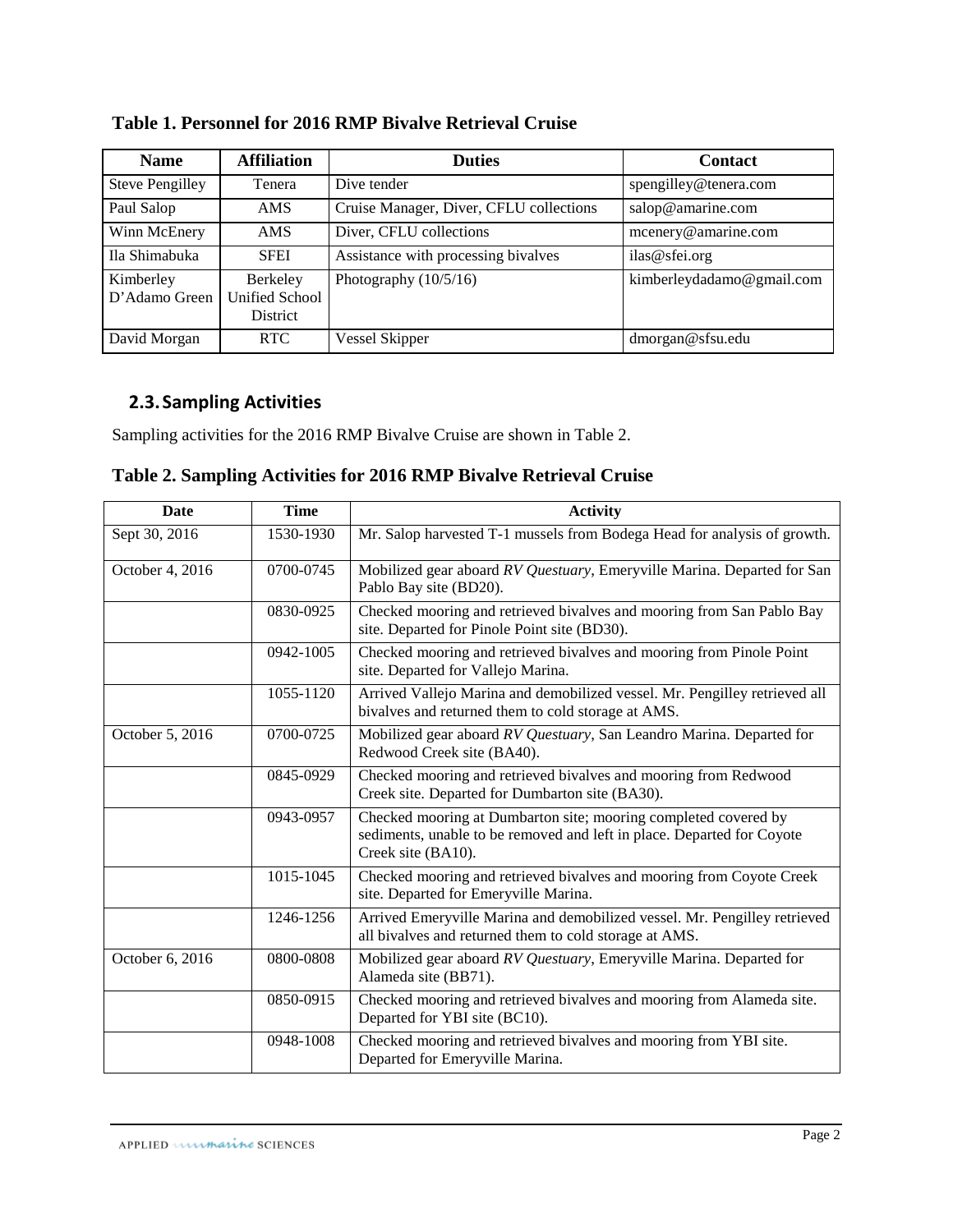**Table 1. Personnel for 2016 RMP Bivalve Retrieval Cruise**

| Name | Affiliation | Duties | Contact |
|---|---|---|---|
| Steve Pengilley | Tenera | Dive tender | spengilley@tenera.com |
| Paul Salop | AMS | Cruise Manager, Diver, CFLU collections | salop@amarine.com |
| Winn McEnery | AMS | Diver, CFLU collections | mcenery@amarine.com |
| Ila Shimabuka | SFEI | Assistance with processing bivalves | ilas@sfei.org |
| Kimberley D'Adamo Green | Berkeley Unified School District | Photography (10/5/16) | kimberleydadamo@gmail.com |
| David Morgan | RTC | Vessel Skipper | dmorgan@sfsu.edu |

## 2.3. Sampling Activities

Sampling activities for the 2016 RMP Bivalve Cruise are shown in Table 2.

**Table 2. Sampling Activities for 2016 RMP Bivalve Retrieval Cruise**

| Date | Time | Activity |
|---|---|---|
| Sept 30, 2016 | 1530-1930 | Mr. Salop harvested T-1 mussels from Bodega Head for analysis of growth. |
| October 4, 2016 | 0700-0745 | Mobilized gear aboard *RV Questuary*, Emeryville Marina. Departed for San Pablo Bay site (BD20). |
| | 0830-0925 | Checked mooring and retrieved bivalves and mooring from San Pablo Bay site. Departed for Pinole Point site (BD30). |
| | 0942-1005 | Checked mooring and retrieved bivalves and mooring from Pinole Point site. Departed for Vallejo Marina. |
| | 1055-1120 | Arrived Vallejo Marina and demobilized vessel. Mr. Pengilley retrieved all bivalves and returned them to cold storage at AMS. |
| October 5, 2016 | 0700-0725 | Mobilized gear aboard *RV Questuary*, San Leandro Marina. Departed for Redwood Creek site (BA40). |
| | 0845-0929 | Checked mooring and retrieved bivalves and mooring from Redwood Creek site. Departed for Dumbarton site (BA30). |
| | 0943-0957 | Checked mooring at Dumbarton site; mooring completed covered by sediments, unable to be removed and left in place. Departed for Coyote Creek site (BA10). |
| | 1015-1045 | Checked mooring and retrieved bivalves and mooring from Coyote Creek site. Departed for Emeryville Marina. |
| | 1246-1256 | Arrived Emeryville Marina and demobilized vessel. Mr. Pengilley retrieved all bivalves and returned them to cold storage at AMS. |
| October 6, 2016 | 0800-0808 | Mobilized gear aboard *RV Questuary*, Emeryville Marina. Departed for Alameda site (BB71). |
| | 0850-0915 | Checked mooring and retrieved bivalves and mooring from Alameda site. Departed for YBI site (BC10). |
| | 0948-1008 | Checked mooring and retrieved bivalves and mooring from YBI site. Departed for Emeryville Marina. |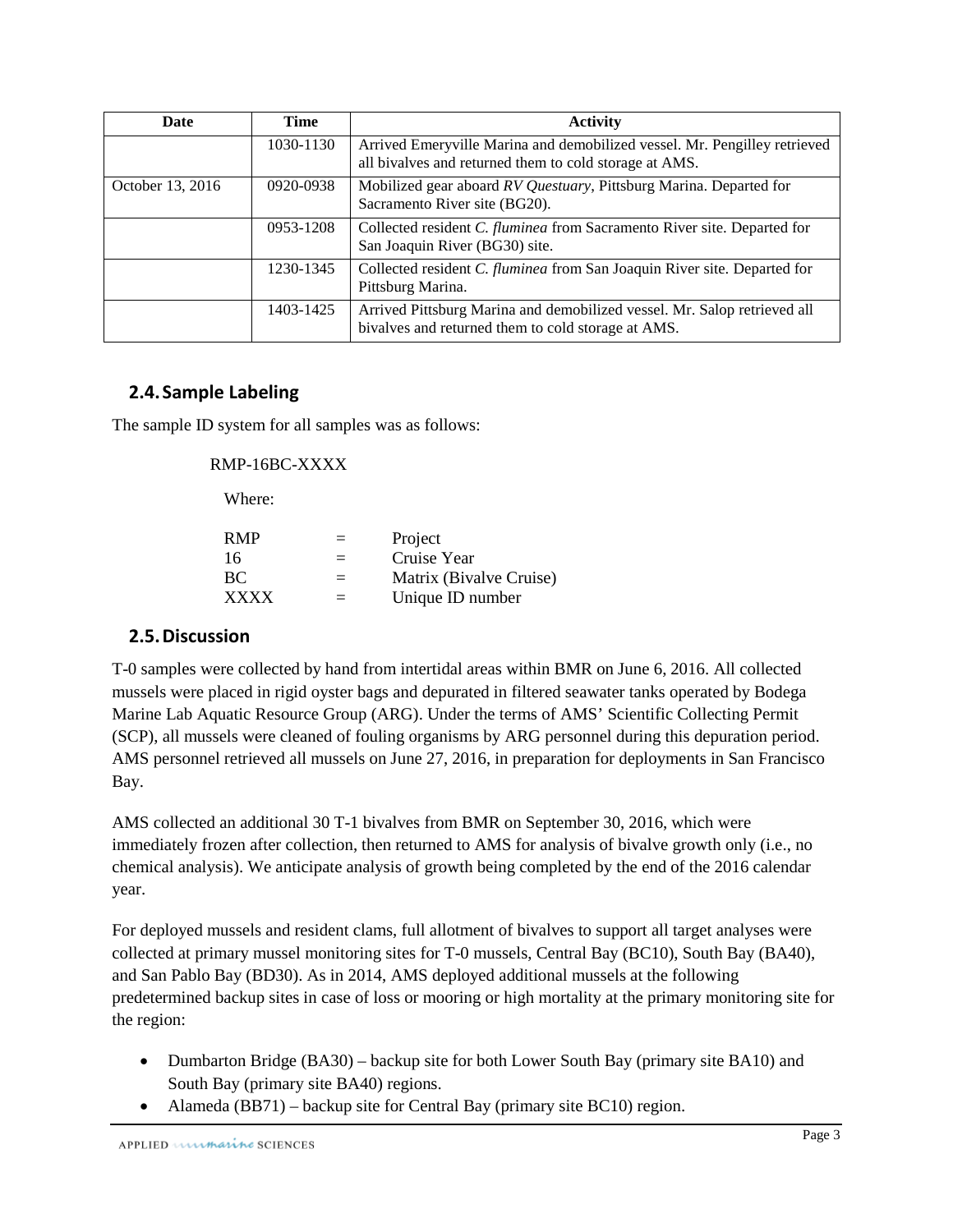| Date | Time | Activity |
|---|---|---|
| | 1030-1130 | Arrived Emeryville Marina and demobilized vessel. Mr. Pengilley retrieved all bivalves and returned them to cold storage at AMS. |
| October 13, 2016 | 0920-0938 | Mobilized gear aboard *RV Questuary*, Pittsburg Marina. Departed for Sacramento River site (BG20). |
| | 0953-1208 | Collected resident *C. fluminea* from Sacramento River site. Departed for San Joaquin River (BG30) site. |
| | 1230-1345 | Collected resident *C. fluminea* from San Joaquin River site. Departed for Pittsburg Marina. |
| | 1403-1425 | Arrived Pittsburg Marina and demobilized vessel. Mr. Salop retrieved all bivalves and returned them to cold storage at AMS. |

## 2.4. Sample Labeling

The sample ID system for all samples was as follows:

RMP-16BC-XXXX

Where:

| | | |
|---|---|---|
| RMP | = | Project |
| 16 | = | Cruise Year |
| BC | = | Matrix (Bivalve Cruise) |
| XXXX | = | Unique ID number |

## 2.5. Discussion

T-0 samples were collected by hand from intertidal areas within BMR on June 6, 2016. All collected mussels were placed in rigid oyster bags and depurated in filtered seawater tanks operated by Bodega Marine Lab Aquatic Resource Group (ARG). Under the terms of AMS' Scientific Collecting Permit (SCP), all mussels were cleaned of fouling organisms by ARG personnel during this depuration period. AMS personnel retrieved all mussels on June 27, 2016, in preparation for deployments in San Francisco Bay.

AMS collected an additional 30 T-1 bivalves from BMR on September 30, 2016, which were immediately frozen after collection, then returned to AMS for analysis of bivalve growth only (i.e., no chemical analysis). We anticipate analysis of growth being completed by the end of the 2016 calendar year.

For deployed mussels and resident clams, full allotment of bivalves to support all target analyses were collected at primary mussel monitoring sites for T-0 mussels, Central Bay (BC10), South Bay (BA40), and San Pablo Bay (BD30). As in 2014, AMS deployed additional mussels at the following predetermined backup sites in case of loss or mooring or high mortality at the primary monitoring site for the region:

- Dumbarton Bridge (BA30) – backup site for both Lower South Bay (primary site BA10) and South Bay (primary site BA40) regions.
- Alameda (BB71) – backup site for Central Bay (primary site BC10) region.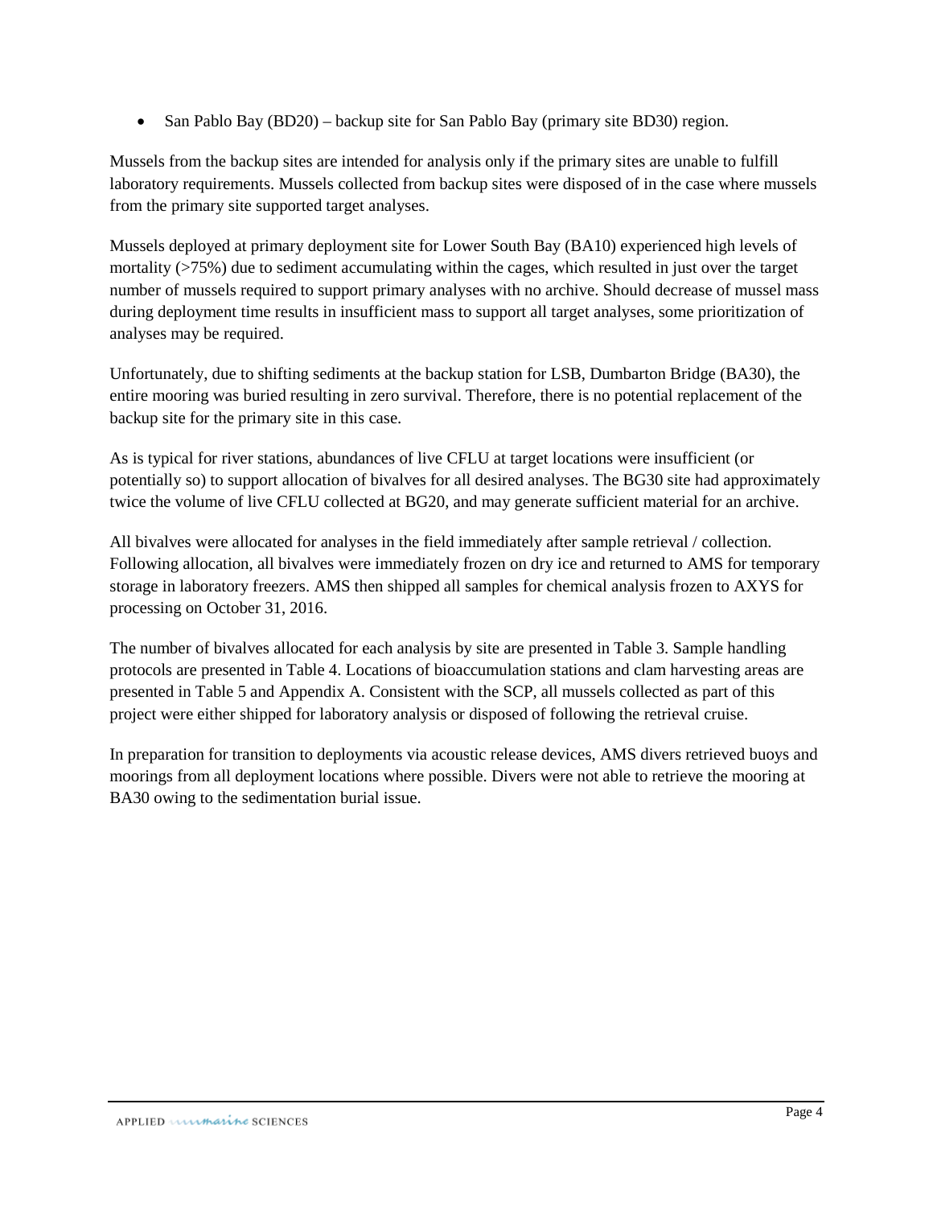- San Pablo Bay (BD20) – backup site for San Pablo Bay (primary site BD30) region.

Mussels from the backup sites are intended for analysis only if the primary sites are unable to fulfill laboratory requirements. Mussels collected from backup sites were disposed of in the case where mussels from the primary site supported target analyses.

Mussels deployed at primary deployment site for Lower South Bay (BA10) experienced high levels of mortality (>75%) due to sediment accumulating within the cages, which resulted in just over the target number of mussels required to support primary analyses with no archive. Should decrease of mussel mass during deployment time results in insufficient mass to support all target analyses, some prioritization of analyses may be required.

Unfortunately, due to shifting sediments at the backup station for LSB, Dumbarton Bridge (BA30), the entire mooring was buried resulting in zero survival. Therefore, there is no potential replacement of the backup site for the primary site in this case.

As is typical for river stations, abundances of live CFLU at target locations were insufficient (or potentially so) to support allocation of bivalves for all desired analyses. The BG30 site had approximately twice the volume of live CFLU collected at BG20, and may generate sufficient material for an archive.

All bivalves were allocated for analyses in the field immediately after sample retrieval / collection. Following allocation, all bivalves were immediately frozen on dry ice and returned to AMS for temporary storage in laboratory freezers. AMS then shipped all samples for chemical analysis frozen to AXYS for processing on October 31, 2016.

The number of bivalves allocated for each analysis by site are presented in Table 3. Sample handling protocols are presented in Table 4. Locations of bioaccumulation stations and clam harvesting areas are presented in Table 5 and Appendix A. Consistent with the SCP, all mussels collected as part of this project were either shipped for laboratory analysis or disposed of following the retrieval cruise.

In preparation for transition to deployments via acoustic release devices, AMS divers retrieved buoys and moorings from all deployment locations where possible. Divers were not able to retrieve the mooring at BA30 owing to the sedimentation burial issue.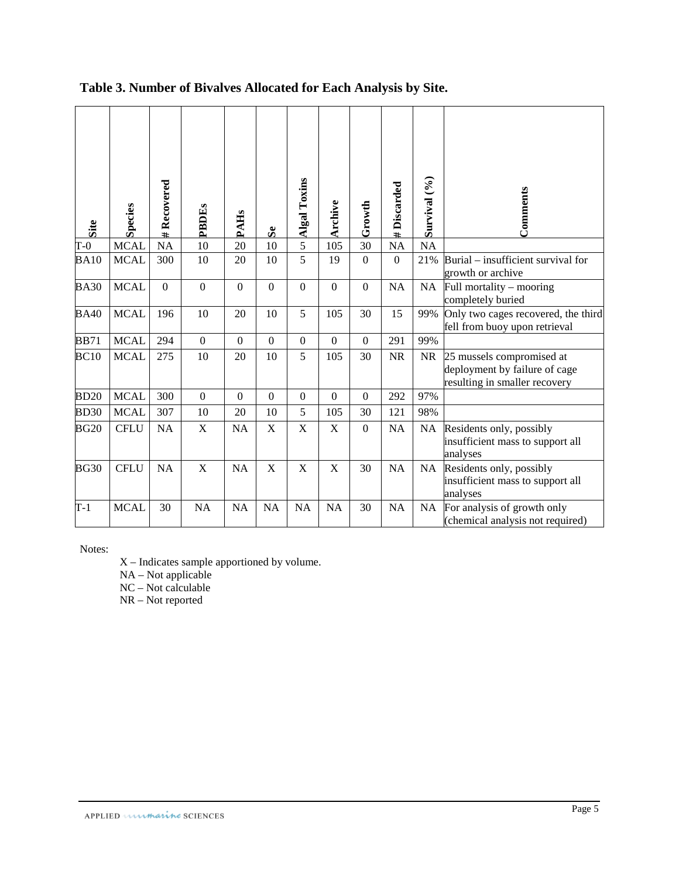**Table 3. Number of Bivalves Allocated for Each Analysis by Site.**

| Site | Species | # Recovered | PBDEs | PAHs | Se | Algal Toxins | Archive | Growth | # Discarded | Survival (%) | Comments |
|---|---|---|---|---|---|---|---|---|---|---|---|
| T-0 | MCAL | NA | 10 | 20 | 10 | 5 | 105 | 30 | NA | NA | |
| BA10 | MCAL | 300 | 10 | 20 | 10 | 5 | 19 | 0 | 0 | 21% | Burial – insufficient survival for growth or archive |
| BA30 | MCAL | 0 | 0 | 0 | 0 | 0 | 0 | 0 | NA | NA | Full mortality – mooring completely buried |
| BA40 | MCAL | 196 | 10 | 20 | 10 | 5 | 105 | 30 | 15 | 99% | Only two cages recovered, the third fell from buoy upon retrieval |
| BB71 | MCAL | 294 | 0 | 0 | 0 | 0 | 0 | 0 | 291 | 99% | |
| BC10 | MCAL | 275 | 10 | 20 | 10 | 5 | 105 | 30 | NR | NR | 25 mussels compromised at deployment by failure of cage resulting in smaller recovery |
| BD20 | MCAL | 300 | 0 | 0 | 0 | 0 | 0 | 0 | 292 | 97% | |
| BD30 | MCAL | 307 | 10 | 20 | 10 | 5 | 105 | 30 | 121 | 98% | |
| BG20 | CFLU | NA | X | NA | X | X | X | 0 | NA | NA | Residents only, possibly insufficient mass to support all analyses |
| BG30 | CFLU | NA | X | NA | X | X | X | 30 | NA | NA | Residents only, possibly insufficient mass to support all analyses |
| T-1 | MCAL | 30 | NA | NA | NA | NA | NA | 30 | NA | NA | For analysis of growth only (chemical analysis not required) |

Notes:

X – Indicates sample apportioned by volume.
NA – Not applicable
NC – Not calculable
NR – Not reported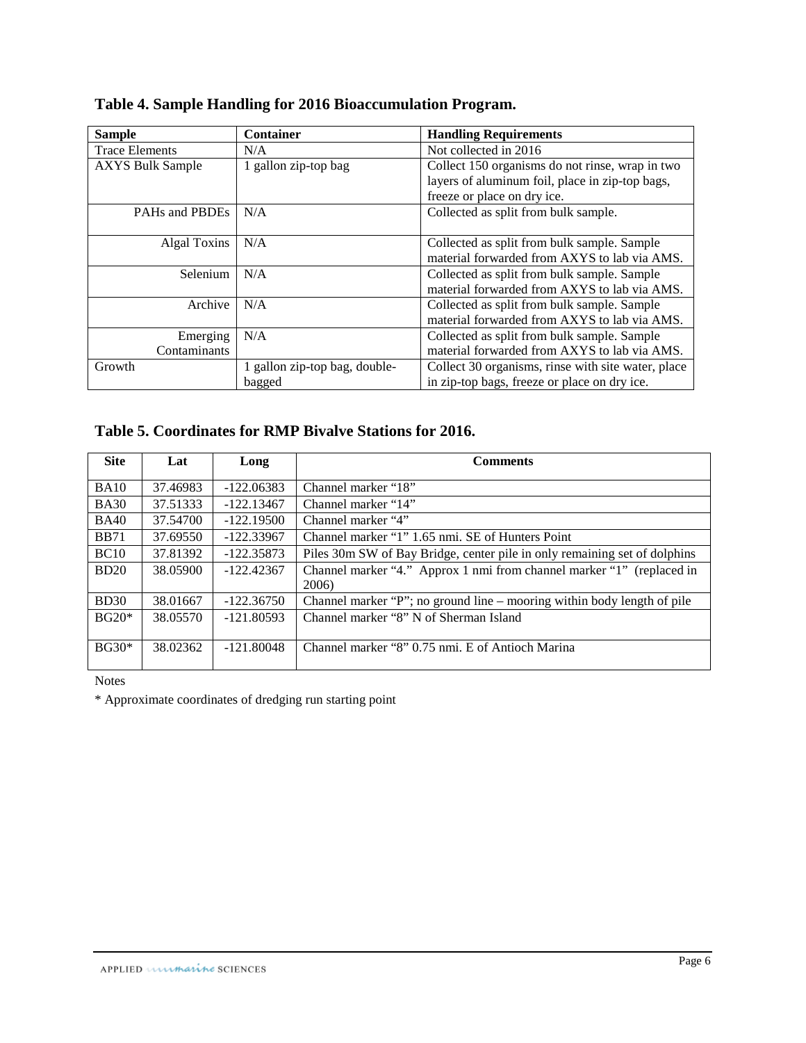**Table 4. Sample Handling for 2016 Bioaccumulation Program.**

| Sample | Container | Handling Requirements |
|---|---|---|
| Trace Elements | N/A | Not collected in 2016 |
| AXYS Bulk Sample | 1 gallon zip-top bag | Collect 150 organisms do not rinse, wrap in two layers of aluminum foil, place in zip-top bags, freeze or place on dry ice. |
| PAHs and PBDEs | N/A | Collected as split from bulk sample. |
| Algal Toxins | N/A | Collected as split from bulk sample. Sample material forwarded from AXYS to lab via AMS. |
| Selenium | N/A | Collected as split from bulk sample. Sample material forwarded from AXYS to lab via AMS. |
| Archive | N/A | Collected as split from bulk sample. Sample material forwarded from AXYS to lab via AMS. |
| Emerging Contaminants | N/A | Collected as split from bulk sample. Sample material forwarded from AXYS to lab via AMS. |
| Growth | 1 gallon zip-top bag, double-bagged | Collect 30 organisms, rinse with site water, place in zip-top bags, freeze or place on dry ice. |

**Table 5. Coordinates for RMP Bivalve Stations for 2016.**

| Site | Lat | Long | Comments |
|---|---|---|---|
| BA10 | 37.46983 | -122.06383 | Channel marker "18" |
| BA30 | 37.51333 | -122.13467 | Channel marker "14" |
| BA40 | 37.54700 | -122.19500 | Channel marker "4" |
| BB71 | 37.69550 | -122.33967 | Channel marker "1" 1.65 nmi. SE of Hunters Point |
| BC10 | 37.81392 | -122.35873 | Piles 30m SW of Bay Bridge, center pile in only remaining set of dolphins |
| BD20 | 38.05900 | -122.42367 | Channel marker "4." Approx 1 nmi from channel marker "1" (replaced in 2006) |
| BD30 | 38.01667 | -122.36750 | Channel marker "P"; no ground line – mooring within body length of pile |
| BG20* | 38.05570 | -121.80593 | Channel marker "8" N of Sherman Island |
| BG30* | 38.02362 | -121.80048 | Channel marker "8" 0.75 nmi. E of Antioch Marina |

Notes

* Approximate coordinates of dredging run starting point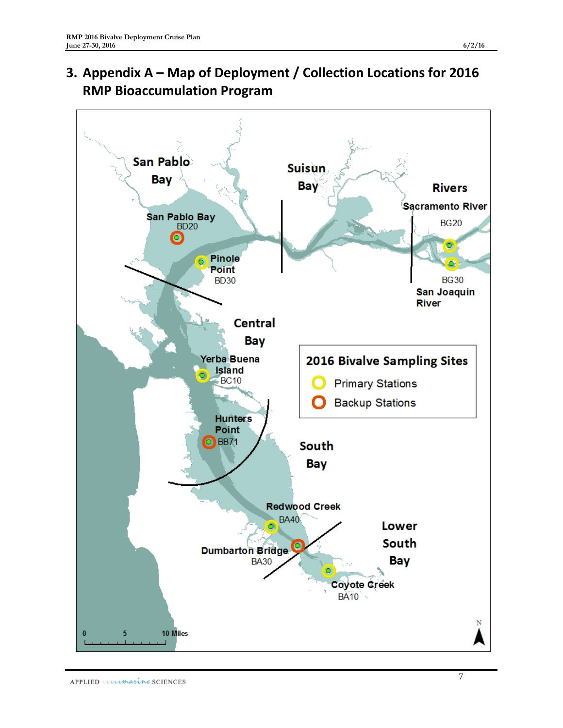# 3. Appendix A – Map of Deployment / Collection Locations for 2016 RMP Bioaccumulation Program

San Pablo Bay

Suisun Bay

Rivers

Sacramento River

BG20

San Pablo Bay
BD20

Pinole Point
BD30

BG30
San Joaquin River

Central Bay

Yerba Buena Island
BC10

2016 Bivalve Sampling Sites

Primary Stations

Backup Stations

Hunters Point
BB71

South Bay

Redwood Creek
BA40

Lower South Bay

Dumbarton Bridge
BA30

Coyote Creek
BA10

0 5 10 Miles

N